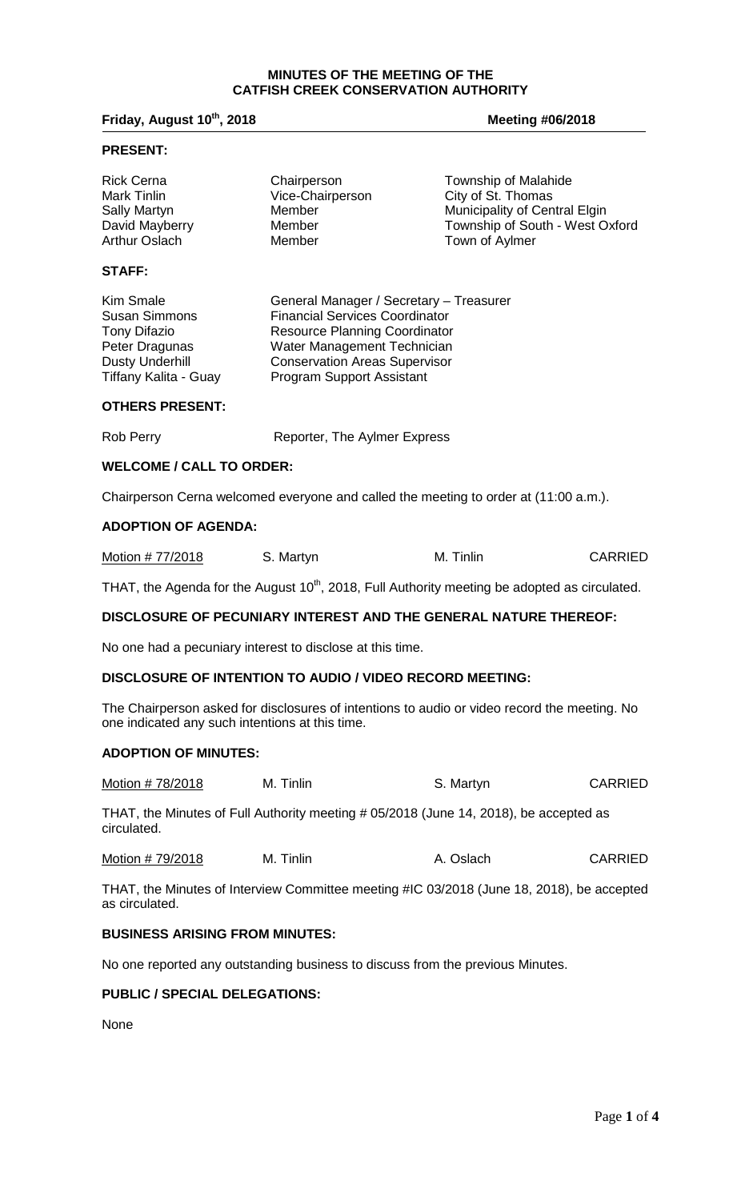# MINUTES OF THE MEETING OF THE CATFISH CREEK CONSERVATION AUTHORITY

**Friday, August 10th, 2018** **Meeting #06/2018**

## PRESENT:

| | | |
|---|---|---|
| Rick Cerna | Chairperson | Township of Malahide |
| Mark Tinlin | Vice-Chairperson | City of St. Thomas |
| Sally Martyn | Member | Municipality of Central Elgin |
| David Mayberry | Member | Township of South - West Oxford |
| Arthur Oslach | Member | Town of Aylmer |

## STAFF:

| | |
|---|---|
| Kim Smale | General Manager / Secretary – Treasurer |
| Susan Simmons | Financial Services Coordinator |
| Tony Difazio | Resource Planning Coordinator |
| Peter Dragunas | Water Management Technician |
| Dusty Underhill | Conservation Areas Supervisor |
| Tiffany Kalita - Guay | Program Support Assistant |

## OTHERS PRESENT:

Rob Perry Reporter, The Aylmer Express

## WELCOME / CALL TO ORDER:

Chairperson Cerna welcomed everyone and called the meeting to order at (11:00 a.m.).

## ADOPTION OF AGENDA:

| Motion # 77/2018 | S. Martyn | M. Tinlin | CARRIED |
|---|---|---|---|

THAT, the Agenda for the August 10th, 2018, Full Authority meeting be adopted as circulated.

## DISCLOSURE OF PECUNIARY INTEREST AND THE GENERAL NATURE THEREOF:

No one had a pecuniary interest to disclose at this time.

## DISCLOSURE OF INTENTION TO AUDIO / VIDEO RECORD MEETING:

The Chairperson asked for disclosures of intentions to audio or video record the meeting. No one indicated any such intentions at this time.

## ADOPTION OF MINUTES:

| Motion # 78/2018 | M. Tinlin | S. Martyn | CARRIED |
|---|---|---|---|

THAT, the Minutes of Full Authority meeting # 05/2018 (June 14, 2018), be accepted as circulated.

| Motion # 79/2018 | M. Tinlin | A. Oslach | CARRIED |
|---|---|---|---|

THAT, the Minutes of Interview Committee meeting #IC 03/2018 (June 18, 2018), be accepted as circulated.

## BUSINESS ARISING FROM MINUTES:

No one reported any outstanding business to discuss from the previous Minutes.

## PUBLIC / SPECIAL DELEGATIONS:

None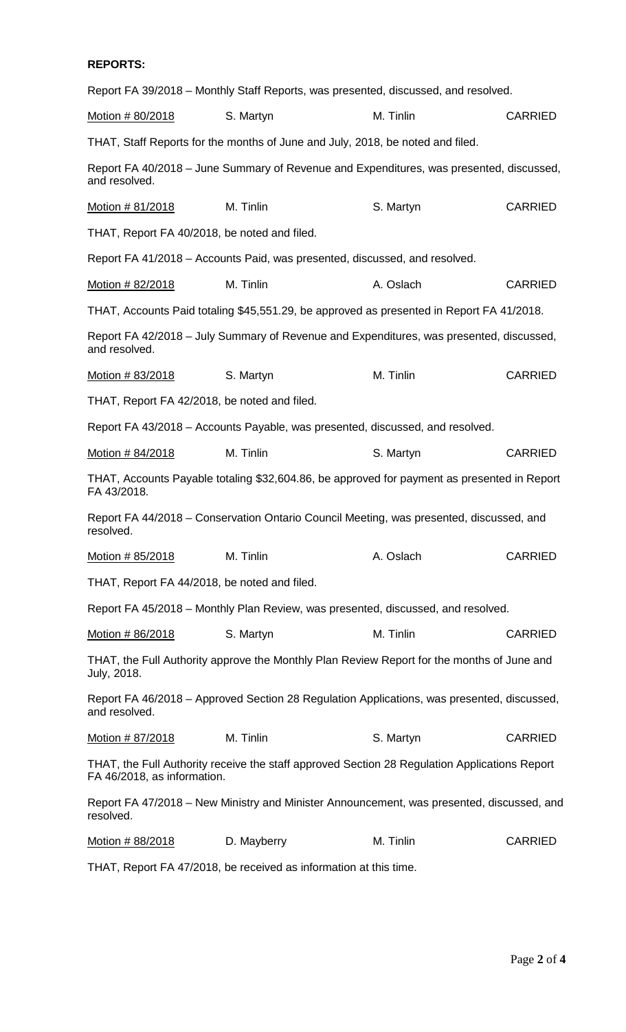**REPORTS:**

Report FA 39/2018 – Monthly Staff Reports, was presented, discussed, and resolved.

| <u>Motion # 80/2018</u> | S. Martyn | M. Tinlin | CARRIED |
|---|---|---|---|

THAT, Staff Reports for the months of June and July, 2018, be noted and filed.

Report FA 40/2018 – June Summary of Revenue and Expenditures, was presented, discussed, and resolved.

| <u>Motion # 81/2018</u> | M. Tinlin | S. Martyn | CARRIED |
|---|---|---|---|

THAT, Report FA 40/2018, be noted and filed.

Report FA 41/2018 – Accounts Paid, was presented, discussed, and resolved.

| <u>Motion # 82/2018</u> | M. Tinlin | A. Oslach | CARRIED |
|---|---|---|---|

THAT, Accounts Paid totaling $45,551.29, be approved as presented in Report FA 41/2018.

Report FA 42/2018 – July Summary of Revenue and Expenditures, was presented, discussed, and resolved.

| <u>Motion # 83/2018</u> | S. Martyn | M. Tinlin | CARRIED |
|---|---|---|---|

THAT, Report FA 42/2018, be noted and filed.

Report FA 43/2018 – Accounts Payable, was presented, discussed, and resolved.

| <u>Motion # 84/2018</u> | M. Tinlin | S. Martyn | CARRIED |
|---|---|---|---|

THAT, Accounts Payable totaling $32,604.86, be approved for payment as presented in Report FA 43/2018.

Report FA 44/2018 – Conservation Ontario Council Meeting, was presented, discussed, and resolved.

| <u>Motion # 85/2018</u> | M. Tinlin | A. Oslach | CARRIED |
|---|---|---|---|

THAT, Report FA 44/2018, be noted and filed.

Report FA 45/2018 – Monthly Plan Review, was presented, discussed, and resolved.

| <u>Motion # 86/2018</u> | S. Martyn | M. Tinlin | CARRIED |
|---|---|---|---|

THAT, the Full Authority approve the Monthly Plan Review Report for the months of June and July, 2018.

Report FA 46/2018 – Approved Section 28 Regulation Applications, was presented, discussed, and resolved.

| <u>Motion # 87/2018</u> | M. Tinlin | S. Martyn | CARRIED |
|---|---|---|---|

THAT, the Full Authority receive the staff approved Section 28 Regulation Applications Report FA 46/2018, as information.

Report FA 47/2018 – New Ministry and Minister Announcement, was presented, discussed, and resolved.

| <u>Motion # 88/2018</u> | D. Mayberry | M. Tinlin | CARRIED |
|---|---|---|---|

THAT, Report FA 47/2018, be received as information at this time.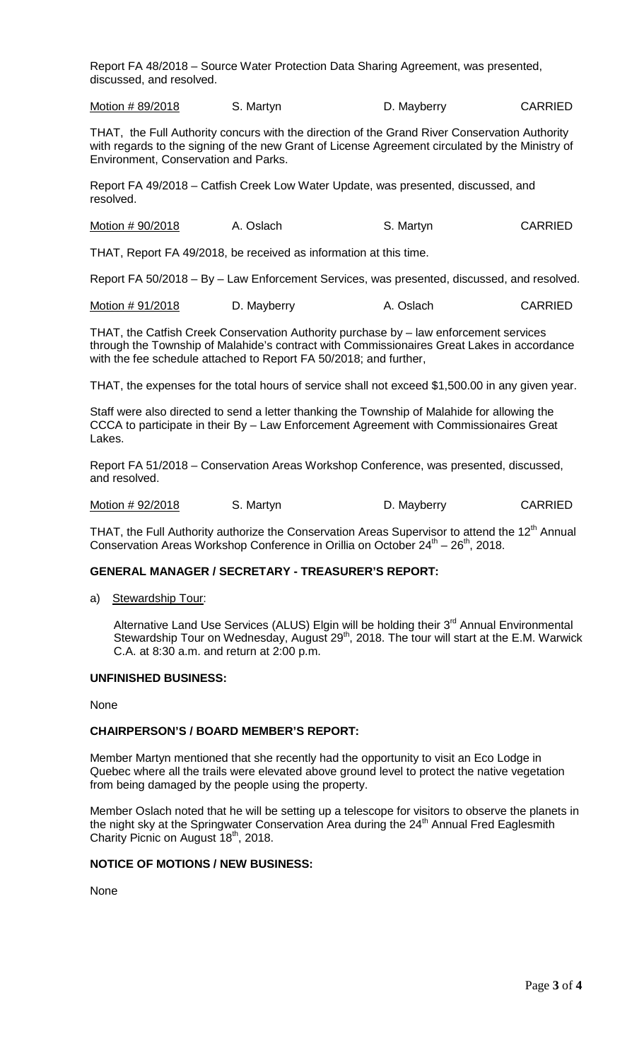Report FA 48/2018 – Source Water Protection Data Sharing Agreement, was presented, discussed, and resolved.

| Motion # 89/2018 | S. Martyn | D. Mayberry | CARRIED |
|---|---|---|---|

THAT, the Full Authority concurs with the direction of the Grand River Conservation Authority with regards to the signing of the new Grant of License Agreement circulated by the Ministry of Environment, Conservation and Parks.

Report FA 49/2018 – Catfish Creek Low Water Update, was presented, discussed, and resolved.

| Motion # 90/2018 | A. Oslach | S. Martyn | CARRIED |
|---|---|---|---|

THAT, Report FA 49/2018, be received as information at this time.

Report FA 50/2018 – By – Law Enforcement Services, was presented, discussed, and resolved.

| Motion # 91/2018 | D. Mayberry | A. Oslach | CARRIED |
|---|---|---|---|

THAT, the Catfish Creek Conservation Authority purchase by – law enforcement services through the Township of Malahide's contract with Commissionaires Great Lakes in accordance with the fee schedule attached to Report FA 50/2018; and further,

THAT, the expenses for the total hours of service shall not exceed $1,500.00 in any given year.

Staff were also directed to send a letter thanking the Township of Malahide for allowing the CCCA to participate in their By – Law Enforcement Agreement with Commissionaires Great Lakes.

Report FA 51/2018 – Conservation Areas Workshop Conference, was presented, discussed, and resolved.

| Motion # 92/2018 | S. Martyn | D. Mayberry | CARRIED |
|---|---|---|---|

THAT, the Full Authority authorize the Conservation Areas Supervisor to attend the 12th Annual Conservation Areas Workshop Conference in Orillia on October 24th – 26th, 2018.

## GENERAL MANAGER / SECRETARY - TREASURER'S REPORT:

a) Stewardship Tour:

Alternative Land Use Services (ALUS) Elgin will be holding their 3rd Annual Environmental Stewardship Tour on Wednesday, August 29th, 2018. The tour will start at the E.M. Warwick C.A. at 8:30 a.m. and return at 2:00 p.m.

## UNFINISHED BUSINESS:

None

## CHAIRPERSON'S / BOARD MEMBER'S REPORT:

Member Martyn mentioned that she recently had the opportunity to visit an Eco Lodge in Quebec where all the trails were elevated above ground level to protect the native vegetation from being damaged by the people using the property.

Member Oslach noted that he will be setting up a telescope for visitors to observe the planets in the night sky at the Springwater Conservation Area during the 24th Annual Fred Eaglesmith Charity Picnic on August 18th, 2018.

## NOTICE OF MOTIONS / NEW BUSINESS:

None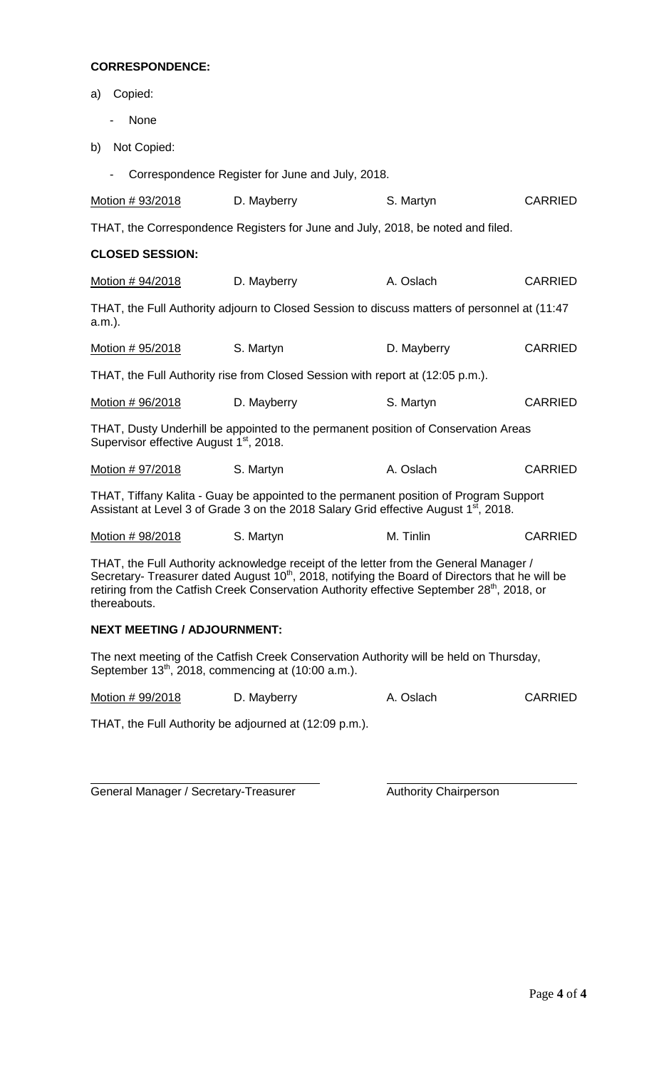**CORRESPONDENCE:**

a) Copied:

- None

b) Not Copied:

- Correspondence Register for June and July, 2018.

| | | | |
|---|---|---|---|
| Motion # 93/2018 | D. Mayberry | S. Martyn | CARRIED |

THAT, the Correspondence Registers for June and July, 2018, be noted and filed.

**CLOSED SESSION:**

| | | | |
|---|---|---|---|
| Motion # 94/2018 | D. Mayberry | A. Oslach | CARRIED |

THAT, the Full Authority adjourn to Closed Session to discuss matters of personnel at (11:47 a.m.).

| | | | |
|---|---|---|---|
| Motion # 95/2018 | S. Martyn | D. Mayberry | CARRIED |

THAT, the Full Authority rise from Closed Session with report at (12:05 p.m.).

| | | | |
|---|---|---|---|
| Motion # 96/2018 | D. Mayberry | S. Martyn | CARRIED |

THAT, Dusty Underhill be appointed to the permanent position of Conservation Areas Supervisor effective August 1st, 2018.

| | | | |
|---|---|---|---|
| Motion # 97/2018 | S. Martyn | A. Oslach | CARRIED |

THAT, Tiffany Kalita - Guay be appointed to the permanent position of Program Support Assistant at Level 3 of Grade 3 on the 2018 Salary Grid effective August 1st, 2018.

| | | | |
|---|---|---|---|
| Motion # 98/2018 | S. Martyn | M. Tinlin | CARRIED |

THAT, the Full Authority acknowledge receipt of the letter from the General Manager / Secretary- Treasurer dated August 10th, 2018, notifying the Board of Directors that he will be retiring from the Catfish Creek Conservation Authority effective September 28th, 2018, or thereabouts.

**NEXT MEETING / ADJOURNMENT:**

The next meeting of the Catfish Creek Conservation Authority will be held on Thursday, September 13th, 2018, commencing at (10:00 a.m.).

| | | | |
|---|---|---|---|
| Motion # 99/2018 | D. Mayberry | A. Oslach | CARRIED |

THAT, the Full Authority be adjourned at (12:09 p.m.).

General Manager / Secretary-Treasurer

Authority Chairperson